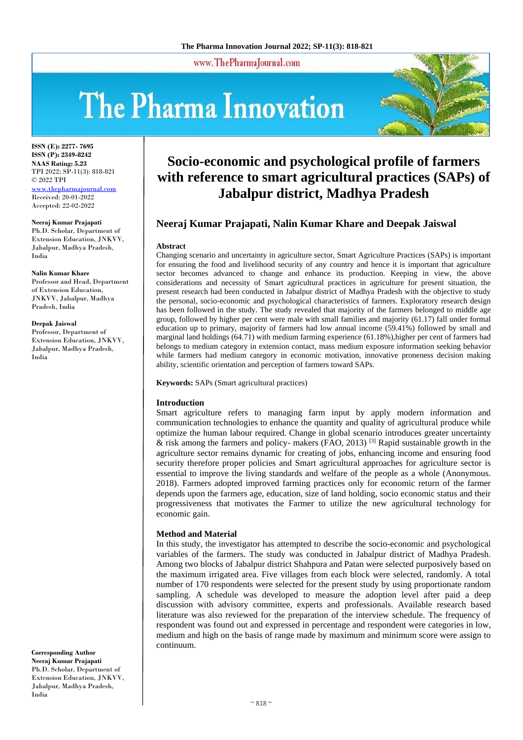ISSN (E): 2277- 7695
ISSN (P): 2349-8242
NAAS Rating: 5.23
TPI 2022; SP-11(3): 818-821
© 2022 TPI
www.thepharmajournal.com
Received: 20-01-2022
Accepted: 22-02-2022

**Neeraj Kumar Prajapati**
Ph.D. Scholar, Department of Extension Education, JNKVV, Jabalpur, Madhya Pradesh, India

**Nalin Kumar Khare**
Professor and Head, Department of Extension Education, JNKVV, Jabalpur, Madhya Pradesh, India

**Deepak Jaiswal**
Professor, Department of Extension Education, JNKVV, Jabalpur, Madhya Pradesh, India

**Corresponding Author**
**Neeraj Kumar Prajapati**
Ph.D. Scholar, Department of Extension Education, JNKVV, Jabalpur, Madhya Pradesh, India

# Socio-economic and psychological profile of farmers with reference to smart agricultural practices (SAPs) of Jabalpur district, Madhya Pradesh

## Neeraj Kumar Prajapati, Nalin Kumar Khare and Deepak Jaiswal

### Abstract

Changing scenario and uncertainty in agriculture sector, Smart Agriculture Practices (SAPs) is important for ensuring the food and livelihood security of any country and hence it is important that agriculture sector becomes advanced to change and enhance its production. Keeping in view, the above considerations and necessity of Smart agricultural practices in agriculture for present situation, the present research had been conducted in Jabalpur district of Madhya Pradesh with the objective to study the personal, socio-economic and psychological characteristics of farmers. Exploratory research design has been followed in the study. The study revealed that majority of the farmers belonged to middle age group, followed by higher per cent were male with small families and majority (61.17) fall under formal education up to primary, majority of farmers had low annual income (59.41%) followed by small and marginal land holdings (64.71) with medium farming experience (61.18%),higher per cent of farmers had belongs to medium category in extension contact, mass medium exposure information seeking behavior while farmers had medium category in economic motivation, innovative proneness decision making ability, scientific orientation and perception of farmers toward SAPs.

**Keywords:** SAPs (Smart agricultural practices)

### Introduction

Smart agriculture refers to managing farm input by apply modern information and communication technologies to enhance the quantity and quality of agricultural produce while optimize the human labour required. Change in global scenario introduces greater uncertainty & risk among the farmers and policy- makers (FAO, 2013) [3] Rapid sustainable growth in the agriculture sector remains dynamic for creating of jobs, enhancing income and ensuring food security therefore proper policies and Smart agricultural approaches for agriculture sector is essential to improve the living standards and welfare of the people as a whole (Anonymous. 2018). Farmers adopted improved farming practices only for economic return of the farmer depends upon the farmers age, education, size of land holding, socio economic status and their progressiveness that motivates the Farmer to utilize the new agricultural technology for economic gain.

### Method and Material

In this study, the investigator has attempted to describe the socio-economic and psychological variables of the farmers. The study was conducted in Jabalpur district of Madhya Pradesh. Among two blocks of Jabalpur district Shahpura and Patan were selected purposively based on the maximum irrigated area. Five villages from each block were selected, randomly. A total number of 170 respondents were selected for the present study by using proportionate random sampling. A schedule was developed to measure the adoption level after paid a deep discussion with advisory committee, experts and professionals. Available research based literature was also reviewed for the preparation of the interview schedule. The frequency of respondent was found out and expressed in percentage and respondent were categories in low, medium and high on the basis of range made by maximum and minimum score were assign to continuum.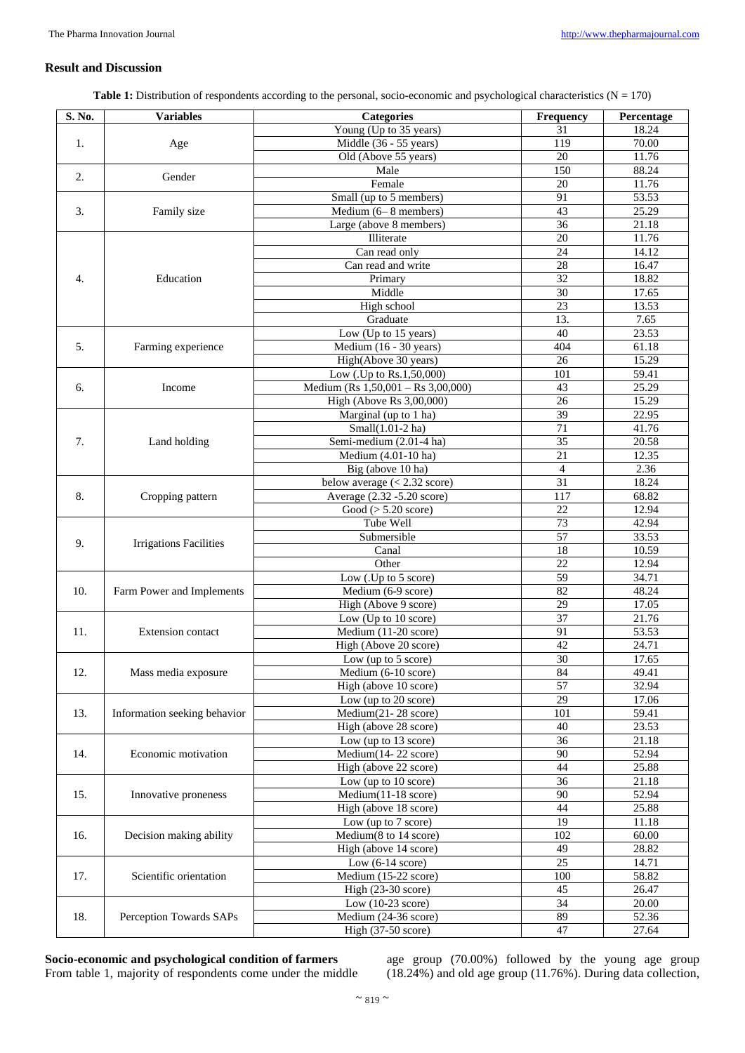## Result and Discussion

**Table 1:** Distribution of respondents according to the personal, socio-economic and psychological characteristics (N = 170)

| S. No. | Variables | Categories | Frequency | Percentage |
|---|---|---|---|---|
| 1. | Age | Young (Up to 35 years) | 31 | 18.24 |
| | | Middle (36 - 55 years) | 119 | 70.00 |
| | | Old (Above 55 years) | 20 | 11.76 |
| 2. | Gender | Male | 150 | 88.24 |
| | | Female | 20 | 11.76 |
| 3. | Family size | Small (up to 5 members) | 91 | 53.53 |
| | | Medium (6– 8 members) | 43 | 25.29 |
| | | Large (above 8 members) | 36 | 21.18 |
| 4. | Education | Illiterate | 20 | 11.76 |
| | | Can read only | 24 | 14.12 |
| | | Can read and write | 28 | 16.47 |
| | | Primary | 32 | 18.82 |
| | | Middle | 30 | 17.65 |
| | | High school | 23 | 13.53 |
| | | Graduate | 13. | 7.65 |
| 5. | Farming experience | Low (Up to 15 years) | 40 | 23.53 |
| | | Medium (16 - 30 years) | 404 | 61.18 |
| | | High(Above 30 years) | 26 | 15.29 |
| 6. | Income | Low (.Up to Rs.1,50,000) | 101 | 59.41 |
| | | Medium (Rs 1,50,001 – Rs 3,00,000) | 43 | 25.29 |
| | | High (Above Rs 3,00,000) | 26 | 15.29 |
| 7. | Land holding | Marginal (up to 1 ha) | 39 | 22.95 |
| | | Small(1.01-2 ha) | 71 | 41.76 |
| | | Semi-medium (2.01-4 ha) | 35 | 20.58 |
| | | Medium (4.01-10 ha) | 21 | 12.35 |
| | | Big (above 10 ha) | 4 | 2.36 |
| 8. | Cropping pattern | below average (< 2.32 score) | 31 | 18.24 |
| | | Average (2.32 -5.20 score) | 117 | 68.82 |
| | | Good (> 5.20 score) | 22 | 12.94 |
| 9. | Irrigations Facilities | Tube Well | 73 | 42.94 |
| | | Submersible | 57 | 33.53 |
| | | Canal | 18 | 10.59 |
| | | Other | 22 | 12.94 |
| 10. | Farm Power and Implements | Low (.Up to 5 score) | 59 | 34.71 |
| | | Medium (6-9 score) | 82 | 48.24 |
| | | High (Above 9 score) | 29 | 17.05 |
| 11. | Extension contact | Low (Up to 10 score) | 37 | 21.76 |
| | | Medium (11-20 score) | 91 | 53.53 |
| | | High (Above 20 score) | 42 | 24.71 |
| 12. | Mass media exposure | Low (up to 5 score) | 30 | 17.65 |
| | | Medium (6-10 score) | 84 | 49.41 |
| | | High (above 10 score) | 57 | 32.94 |
| 13. | Information seeking behavior | Low (up to 20 score) | 29 | 17.06 |
| | | Medium(21- 28 score) | 101 | 59.41 |
| | | High (above 28 score) | 40 | 23.53 |
| 14. | Economic motivation | Low (up to 13 score) | 36 | 21.18 |
| | | Medium(14- 22 score) | 90 | 52.94 |
| | | High (above 22 score) | 44 | 25.88 |
| 15. | Innovative proneness | Low (up to 10 score) | 36 | 21.18 |
| | | Medium(11-18 score) | 90 | 52.94 |
| | | High (above 18 score) | 44 | 25.88 |
| 16. | Decision making ability | Low (up to 7 score) | 19 | 11.18 |
| | | Medium(8 to 14 score) | 102 | 60.00 |
| | | High (above 14 score) | 49 | 28.82 |
| 17. | Scientific orientation | Low (6-14 score) | 25 | 14.71 |
| | | Medium (15-22 score) | 100 | 58.82 |
| | | High (23-30 score) | 45 | 26.47 |
| 18. | Perception Towards SAPs | Low (10-23 score) | 34 | 20.00 |
| | | Medium (24-36 score) | 89 | 52.36 |
| | | High (37-50 score) | 47 | 27.64 |

**Socio-economic and psychological condition of farmers**

From table 1, majority of respondents come under the middle age group (70.00%) followed by the young age group (18.24%) and old age group (11.76%). During data collection,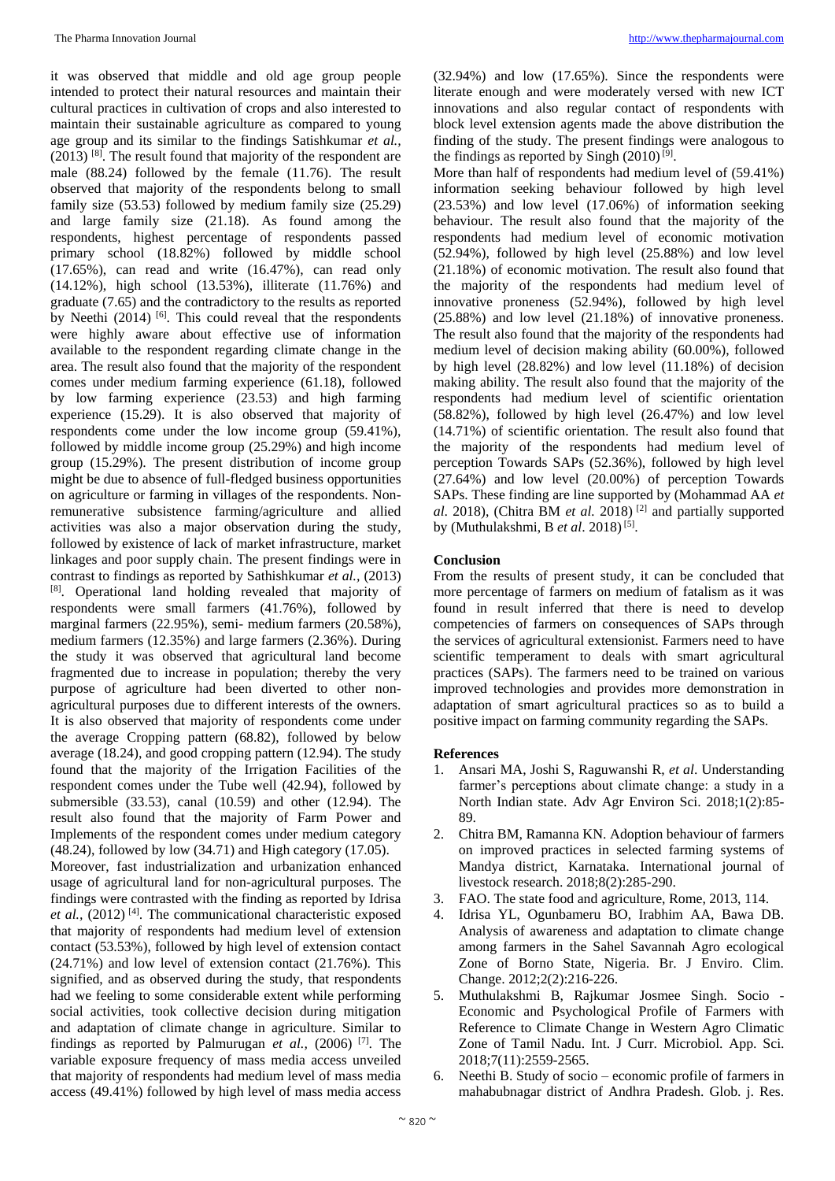it was observed that middle and old age group people intended to protect their natural resources and maintain their cultural practices in cultivation of crops and also interested to maintain their sustainable agriculture as compared to young age group and its similar to the findings Satishkumar *et al.,* (2013) [8]. The result found that majority of the respondent are male (88.24) followed by the female (11.76). The result observed that majority of the respondents belong to small family size (53.53) followed by medium family size (25.29) and large family size (21.18). As found among the respondents, highest percentage of respondents passed primary school (18.82%) followed by middle school (17.65%), can read and write (16.47%), can read only (14.12%), high school (13.53%), illiterate (11.76%) and graduate (7.65) and the contradictory to the results as reported by Neethi (2014) [6]. This could reveal that the respondents were highly aware about effective use of information available to the respondent regarding climate change in the area. The result also found that the majority of the respondent comes under medium farming experience (61.18), followed by low farming experience (23.53) and high farming experience (15.29). It is also observed that majority of respondents come under the low income group (59.41%), followed by middle income group (25.29%) and high income group (15.29%). The present distribution of income group might be due to absence of full-fledged business opportunities on agriculture or farming in villages of the respondents. Non-remunerative subsistence farming/agriculture and allied activities was also a major observation during the study, followed by existence of lack of market infrastructure, market linkages and poor supply chain. The present findings were in contrast to findings as reported by Sathishkumar *et al.,* (2013) [8]. Operational land holding revealed that majority of respondents were small farmers (41.76%), followed by marginal farmers (22.95%), semi- medium farmers (20.58%), medium farmers (12.35%) and large farmers (2.36%). During the study it was observed that agricultural land become fragmented due to increase in population; thereby the very purpose of agriculture had been diverted to other non-agricultural purposes due to different interests of the owners. It is also observed that majority of respondents come under the average Cropping pattern (68.82), followed by below average (18.24), and good cropping pattern (12.94). The study found that the majority of the Irrigation Facilities of the respondent comes under the Tube well (42.94), followed by submersible (33.53), canal (10.59) and other (12.94). The result also found that the majority of Farm Power and Implements of the respondent comes under medium category (48.24), followed by low (34.71) and High category (17.05).

Moreover, fast industrialization and urbanization enhanced usage of agricultural land for non-agricultural purposes. The findings were contrasted with the finding as reported by Idrisa *et al.,* (2012) [4]. The communicational characteristic exposed that majority of respondents had medium level of extension contact (53.53%), followed by high level of extension contact (24.71%) and low level of extension contact (21.76%). This signified, and as observed during the study, that respondents had we feeling to some considerable extent while performing social activities, took collective decision during mitigation and adaptation of climate change in agriculture. Similar to findings as reported by Palmurugan *et al.,* (2006) [7]. The variable exposure frequency of mass media access unveiled that majority of respondents had medium level of mass media access (49.41%) followed by high level of mass media access (32.94%) and low (17.65%). Since the respondents were literate enough and were moderately versed with new ICT innovations and also regular contact of respondents with block level extension agents made the above distribution the finding of the study. The present findings were analogous to the findings as reported by Singh (2010) [9].

More than half of respondents had medium level of (59.41%) information seeking behaviour followed by high level (23.53%) and low level (17.06%) of information seeking behaviour. The result also found that the majority of the respondents had medium level of economic motivation (52.94%), followed by high level (25.88%) and low level (21.18%) of economic motivation. The result also found that the majority of the respondents had medium level of innovative proneness (52.94%), followed by high level (25.88%) and low level (21.18%) of innovative proneness. The result also found that the majority of the respondents had medium level of decision making ability (60.00%), followed by high level (28.82%) and low level (11.18%) of decision making ability. The result also found that the majority of the respondents had medium level of scientific orientation (58.82%), followed by high level (26.47%) and low level (14.71%) of scientific orientation. The result also found that the majority of the respondents had medium level of perception Towards SAPs (52.36%), followed by high level (27.64%) and low level (20.00%) of perception Towards SAPs. These finding are line supported by (Mohammad AA *et al.* 2018), (Chitra BM *et al.* 2018) [2] and partially supported by (Muthulakshmi, B *et al*. 2018) [5].

## Conclusion

From the results of present study, it can be concluded that more percentage of farmers on medium of fatalism as it was found in result inferred that there is need to develop competencies of farmers on consequences of SAPs through the services of agricultural extensionist. Farmers need to have scientific temperament to deals with smart agricultural practices (SAPs). The farmers need to be trained on various improved technologies and provides more demonstration in adaptation of smart agricultural practices so as to build a positive impact on farming community regarding the SAPs.

## References

1. Ansari MA, Joshi S, Raguwanshi R, *et al*. Understanding farmer's perceptions about climate change: a study in a North Indian state. Adv Agr Environ Sci. 2018;1(2):85-89.
2. Chitra BM, Ramanna KN. Adoption behaviour of farmers on improved practices in selected farming systems of Mandya district, Karnataka. International journal of livestock research. 2018;8(2):285-290.
3. FAO. The state food and agriculture, Rome, 2013, 114.
4. Idrisa YL, Ogunbameru BO, Irabhim AA, Bawa DB. Analysis of awareness and adaptation to climate change among farmers in the Sahel Savannah Agro ecological Zone of Borno State, Nigeria. Br. J Enviro. Clim. Change. 2012;2(2):216-226.
5. Muthulakshmi B, Rajkumar Josmee Singh. Socio - Economic and Psychological Profile of Farmers with Reference to Climate Change in Western Agro Climatic Zone of Tamil Nadu. Int. J Curr. Microbiol. App. Sci. 2018;7(11):2559-2565.
6. Neethi B. Study of socio – economic profile of farmers in mahabubnagar district of Andhra Pradesh. Glob. j. Res.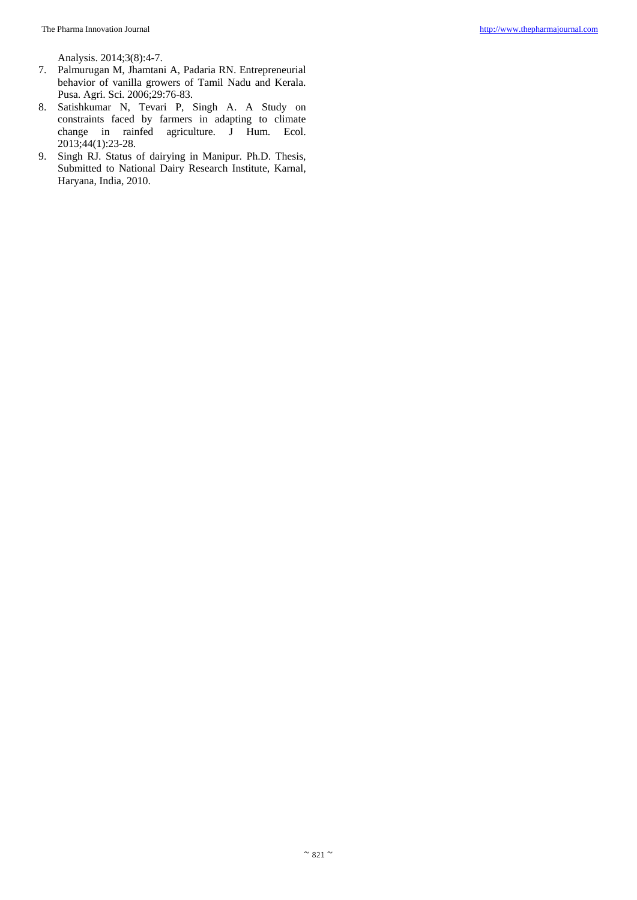Analysis. 2014;3(8):4-7.

7. Palmurugan M, Jhamtani A, Padaria RN. Entrepreneurial behavior of vanilla growers of Tamil Nadu and Kerala. Pusa. Agri. Sci. 2006;29:76-83.
8. Satishkumar N, Tevari P, Singh A. A Study on constraints faced by farmers in adapting to climate change in rainfed agriculture. J Hum. Ecol. 2013;44(1):23-28.
9. Singh RJ. Status of dairying in Manipur. Ph.D. Thesis, Submitted to National Dairy Research Institute, Karnal, Haryana, India, 2010.